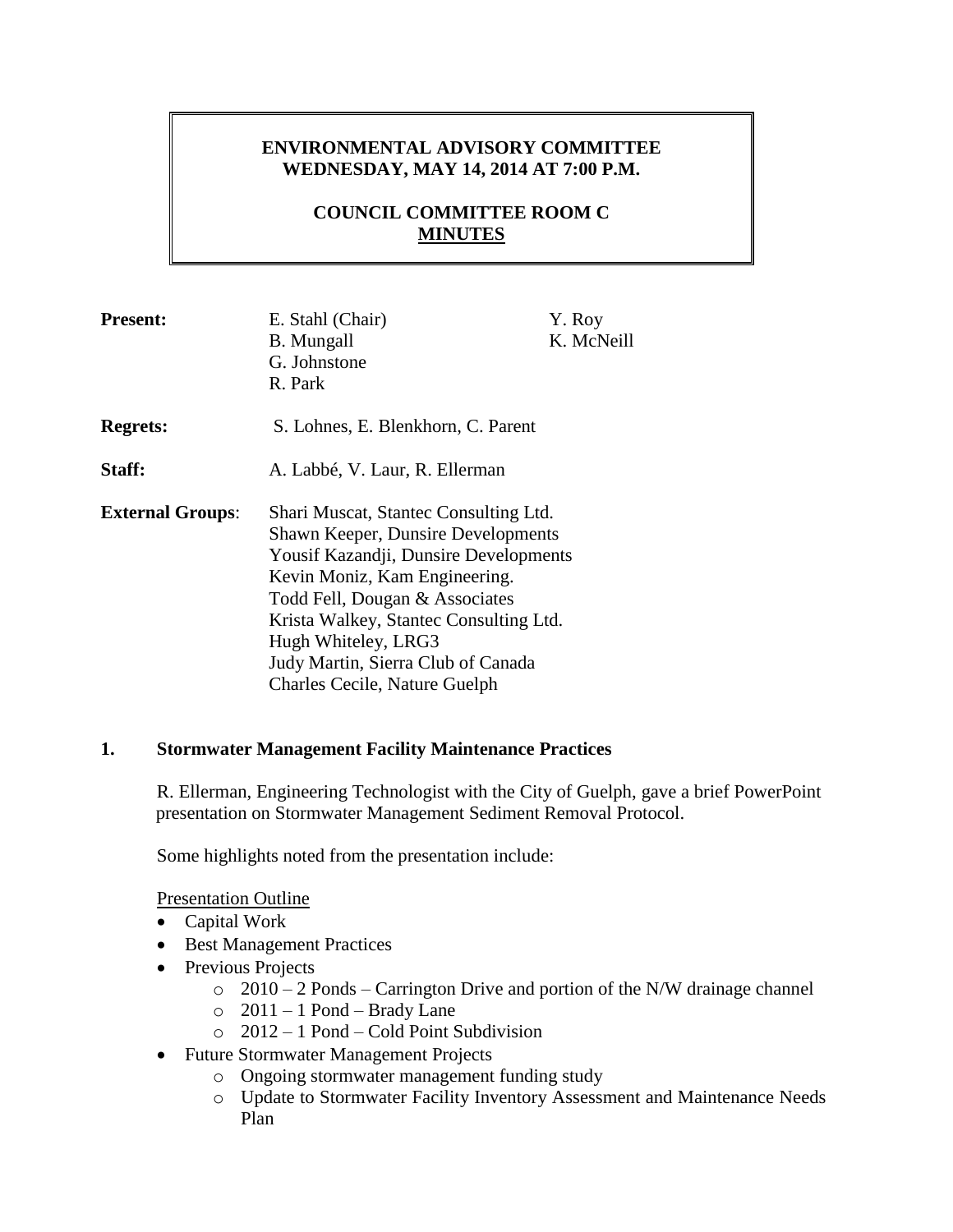# ENVIRONMENTAL ADVISORY COMMITTEE
## WEDNESDAY, MAY 14, 2014 AT 7:00 P.M.

## COUNCIL COMMITTEE ROOM C
## MINUTES

**Present:** E. Stahl (Chair), B. Mungall, G. Johnstone, R. Park, Y. Roy, K. McNeill

**Regrets:** S. Lohnes, E. Blenkhorn, C. Parent

**Staff:** A. Labbé, V. Laur, R. Ellerman

**External Groups**:
Shari Muscat, Stantec Consulting Ltd.
Shawn Keeper, Dunsire Developments
Yousif Kazandji, Dunsire Developments
Kevin Moniz, Kam Engineering.
Todd Fell, Dougan & Associates
Krista Walkey, Stantec Consulting Ltd.
Hugh Whiteley, LRG3
Judy Martin, Sierra Club of Canada
Charles Cecile, Nature Guelph

## 1. Stormwater Management Facility Maintenance Practices

R. Ellerman, Engineering Technologist with the City of Guelph, gave a brief PowerPoint presentation on Stormwater Management Sediment Removal Protocol.

Some highlights noted from the presentation include:

Presentation Outline

- Capital Work
- Best Management Practices
- Previous Projects
  - 2010 – 2 Ponds – Carrington Drive and portion of the N/W drainage channel
  - 2011 – 1 Pond – Brady Lane
  - 2012 – 1 Pond – Cold Point Subdivision
- Future Stormwater Management Projects
  - Ongoing stormwater management funding study
  - Update to Stormwater Facility Inventory Assessment and Maintenance Needs Plan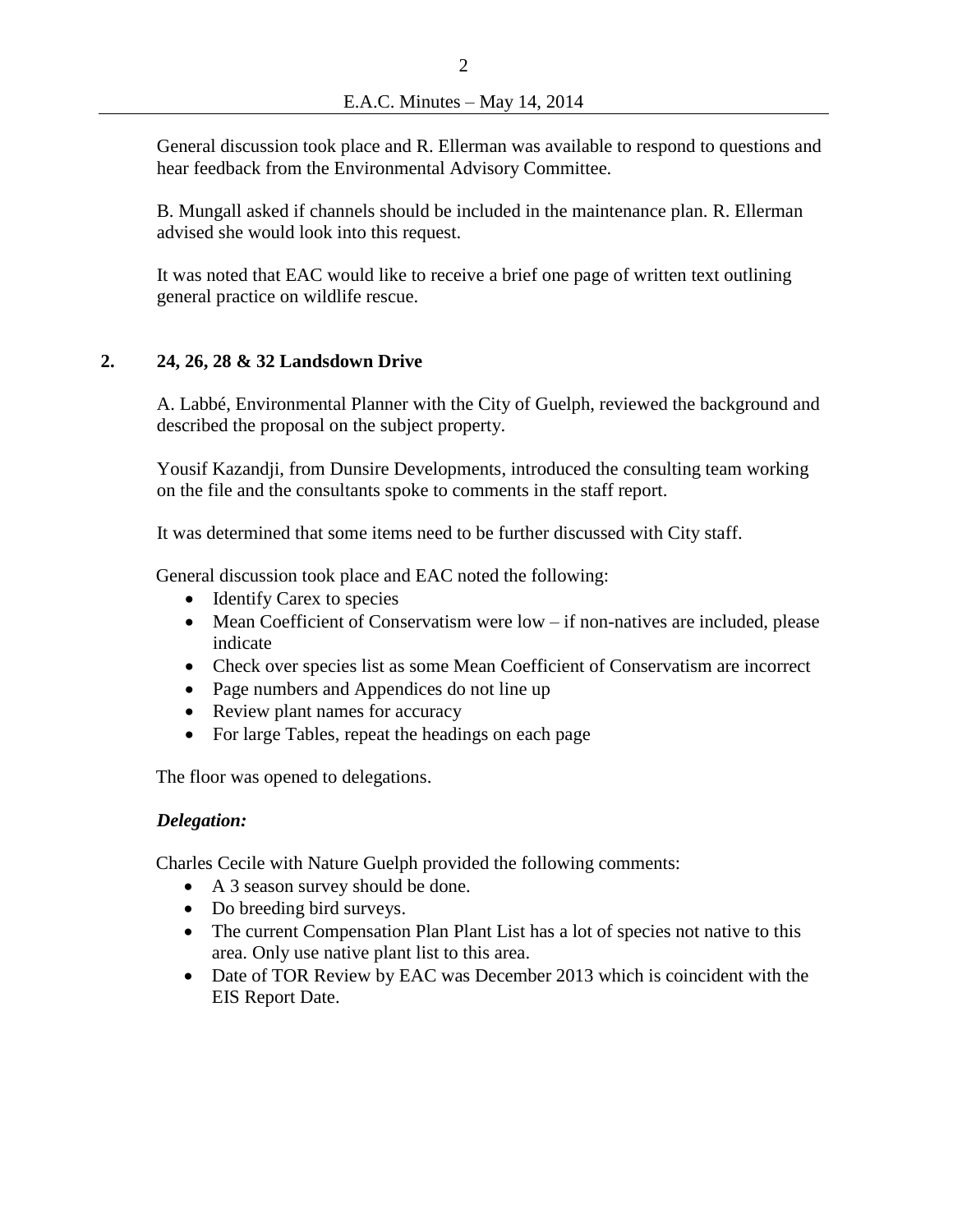General discussion took place and R. Ellerman was available to respond to questions and hear feedback from the Environmental Advisory Committee.

B. Mungall asked if channels should be included in the maintenance plan. R. Ellerman advised she would look into this request.

It was noted that EAC would like to receive a brief one page of written text outlining general practice on wildlife rescue.

## 2. 24, 26, 28 & 32 Landsdown Drive

A. Labbé, Environmental Planner with the City of Guelph, reviewed the background and described the proposal on the subject property.

Yousif Kazandji, from Dunsire Developments, introduced the consulting team working on the file and the consultants spoke to comments in the staff report.

It was determined that some items need to be further discussed with City staff.

General discussion took place and EAC noted the following:

- Identify Carex to species
- Mean Coefficient of Conservatism were low – if non-natives are included, please indicate
- Check over species list as some Mean Coefficient of Conservatism are incorrect
- Page numbers and Appendices do not line up
- Review plant names for accuracy
- For large Tables, repeat the headings on each page

The floor was opened to delegations.

***Delegation:***

Charles Cecile with Nature Guelph provided the following comments:

- A 3 season survey should be done.
- Do breeding bird surveys.
- The current Compensation Plan Plant List has a lot of species not native to this area. Only use native plant list to this area.
- Date of TOR Review by EAC was December 2013 which is coincident with the EIS Report Date.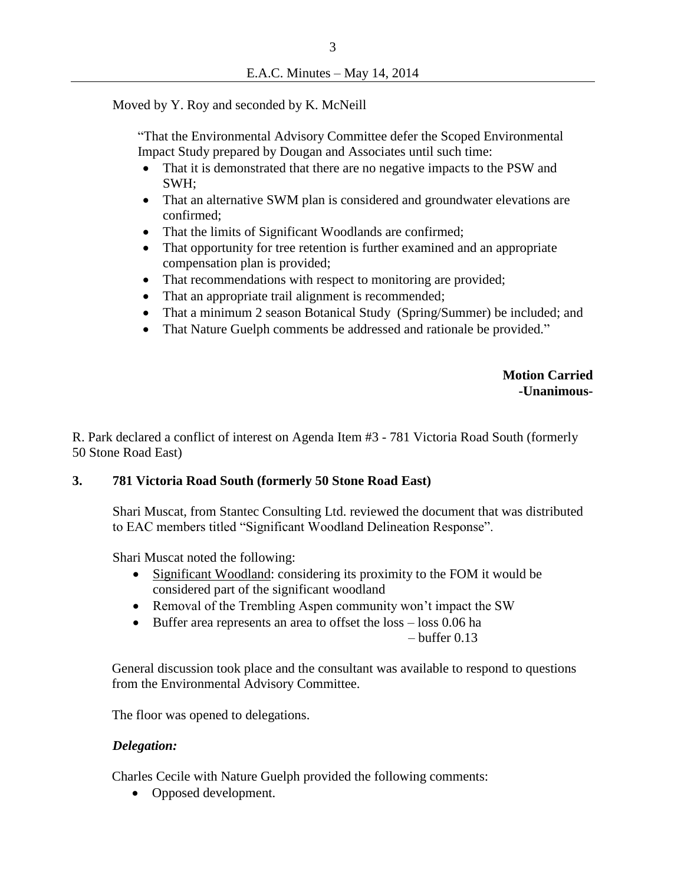Moved by Y. Roy and seconded by K. McNeill

> "That the Environmental Advisory Committee defer the Scoped Environmental Impact Study prepared by Dougan and Associates until such time:
>
> - That it is demonstrated that there are no negative impacts to the PSW and SWH;
> - That an alternative SWM plan is considered and groundwater elevations are confirmed;
> - That the limits of Significant Woodlands are confirmed;
> - That opportunity for tree retention is further examined and an appropriate compensation plan is provided;
> - That recommendations with respect to monitoring are provided;
> - That an appropriate trail alignment is recommended;
> - That a minimum 2 season Botanical Study (Spring/Summer) be included; and
> - That Nature Guelph comments be addressed and rationale be provided."

**Motion Carried**
**-Unanimous-**

R. Park declared a conflict of interest on Agenda Item #3 - 781 Victoria Road South (formerly 50 Stone Road East)

**3. 781 Victoria Road South (formerly 50 Stone Road East)**

Shari Muscat, from Stantec Consulting Ltd. reviewed the document that was distributed to EAC members titled "Significant Woodland Delineation Response".

Shari Muscat noted the following:

- Significant Woodland: considering its proximity to the FOM it would be considered part of the significant woodland
- Removal of the Trembling Aspen community won't impact the SW
- Buffer area represents an area to offset the loss – loss 0.06 ha
  – buffer 0.13

General discussion took place and the consultant was available to respond to questions from the Environmental Advisory Committee.

The floor was opened to delegations.

***Delegation:***

Charles Cecile with Nature Guelph provided the following comments:

- Opposed development.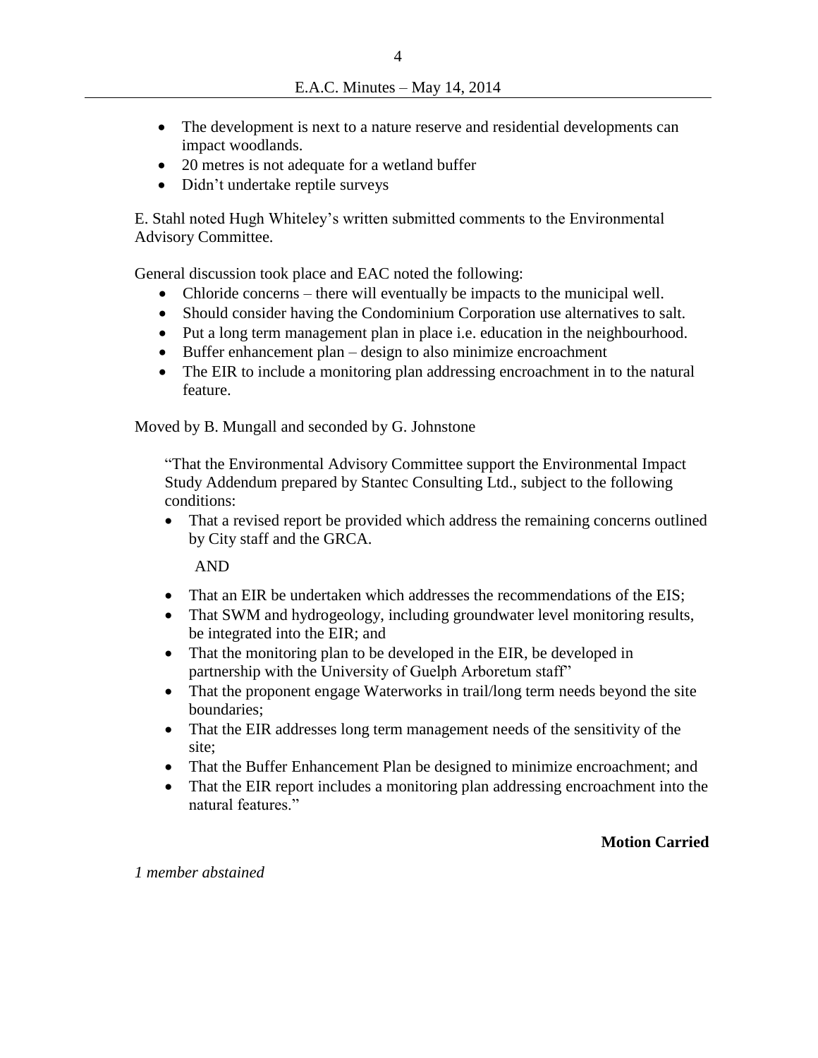- The development is next to a nature reserve and residential developments can impact woodlands.
- 20 metres is not adequate for a wetland buffer
- Didn't undertake reptile surveys

E. Stahl noted Hugh Whiteley's written submitted comments to the Environmental Advisory Committee.

General discussion took place and EAC noted the following:

- Chloride concerns – there will eventually be impacts to the municipal well.
- Should consider having the Condominium Corporation use alternatives to salt.
- Put a long term management plan in place i.e. education in the neighbourhood.
- Buffer enhancement plan – design to also minimize encroachment
- The EIR to include a monitoring plan addressing encroachment in to the natural feature.

Moved by B. Mungall and seconded by G. Johnstone

"That the Environmental Advisory Committee support the Environmental Impact Study Addendum prepared by Stantec Consulting Ltd., subject to the following conditions:

- That a revised report be provided which address the remaining concerns outlined by City staff and the GRCA.

AND

- That an EIR be undertaken which addresses the recommendations of the EIS;
- That SWM and hydrogeology, including groundwater level monitoring results, be integrated into the EIR; and
- That the monitoring plan to be developed in the EIR, be developed in partnership with the University of Guelph Arboretum staff"
- That the proponent engage Waterworks in trail/long term needs beyond the site boundaries;
- That the EIR addresses long term management needs of the sensitivity of the site;
- That the Buffer Enhancement Plan be designed to minimize encroachment; and
- That the EIR report includes a monitoring plan addressing encroachment into the natural features."

**Motion Carried**

*1 member abstained*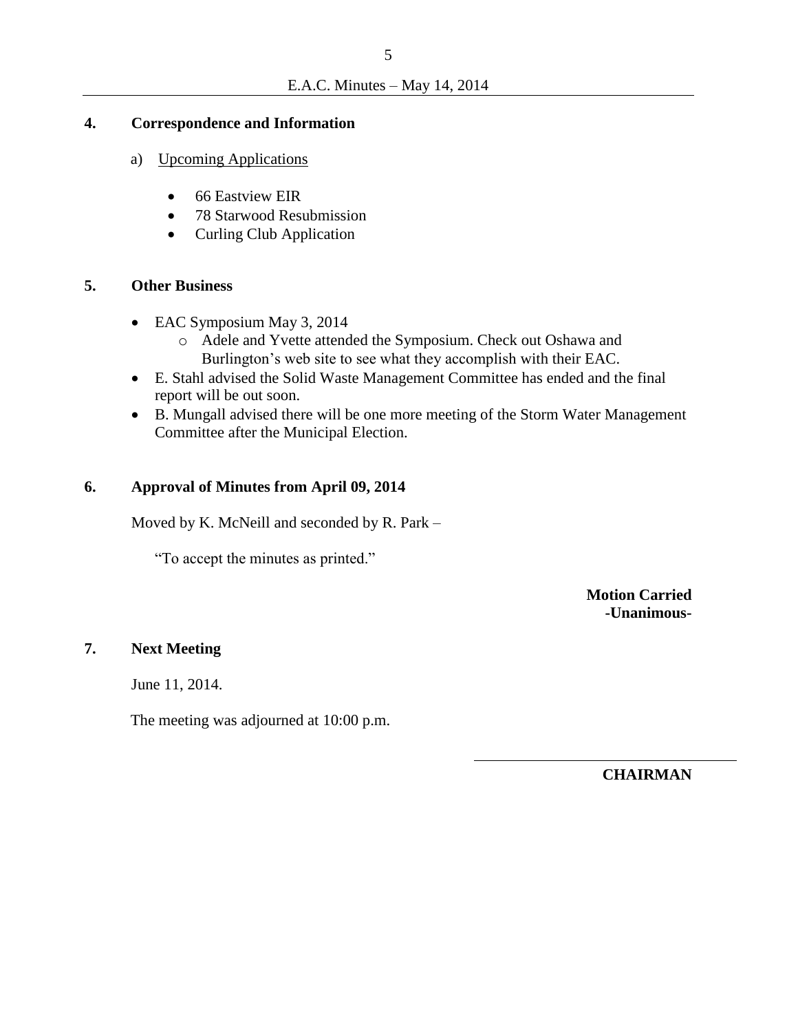## 4. Correspondence and Information

a) Upcoming Applications

- 66 Eastview EIR
- 78 Starwood Resubmission
- Curling Club Application

## 5. Other Business

- EAC Symposium May 3, 2014
  - Adele and Yvette attended the Symposium. Check out Oshawa and Burlington's web site to see what they accomplish with their EAC.
- E. Stahl advised the Solid Waste Management Committee has ended and the final report will be out soon.
- B. Mungall advised there will be one more meeting of the Storm Water Management Committee after the Municipal Election.

## 6. Approval of Minutes from April 09, 2014

Moved by K. McNeill and seconded by R. Park –

"To accept the minutes as printed."

**Motion Carried**
**-Unanimous-**

## 7. Next Meeting

June 11, 2014.

The meeting was adjourned at 10:00 p.m.

______________________________

**CHAIRMAN**